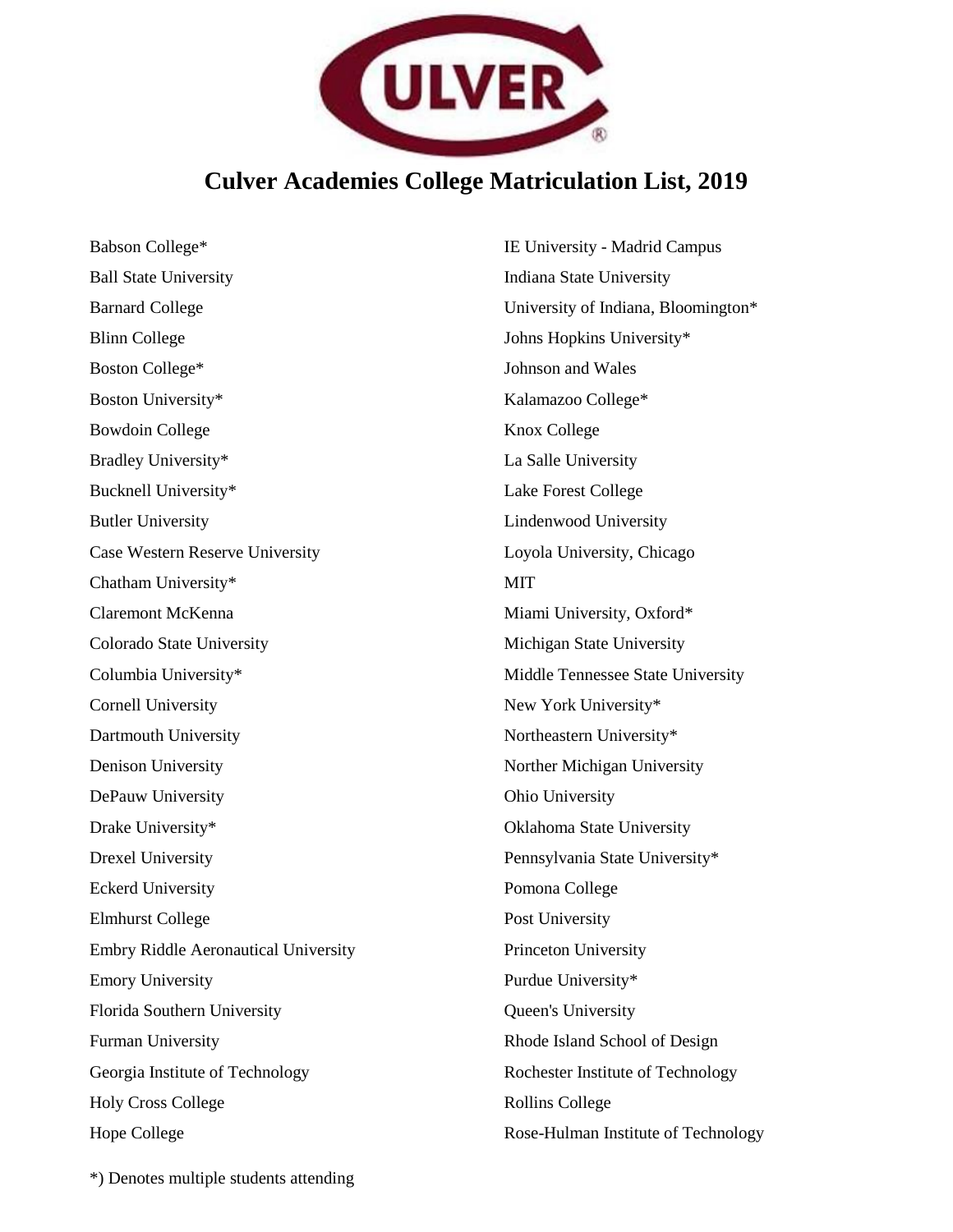# Culver Academies College Matriculation List, 2019

- Babson College*
- Ball State University
- Barnard College
- Blinn College
- Boston College*
- Boston University*
- Bowdoin College
- Bradley University*
- Bucknell University*
- Butler University
- Case Western Reserve University
- Chatham University*
- Claremont McKenna
- Colorado State University
- Columbia University*
- Cornell University
- Dartmouth University
- Denison University
- DePauw University
- Drake University*
- Drexel University
- Eckerd University
- Elmhurst College
- Embry Riddle Aeronautical University
- Emory University
- Florida Southern University
- Furman University
- Georgia Institute of Technology
- Holy Cross College
- Hope College
- IE University - Madrid Campus
- Indiana State University
- University of Indiana, Bloomington*
- Johns Hopkins University*
- Johnson and Wales
- Kalamazoo College*
- Knox College
- La Salle University
- Lake Forest College
- Lindenwood University
- Loyola University, Chicago
- MIT
- Miami University, Oxford*
- Michigan State University
- Middle Tennessee State University
- New York University*
- Northeastern University*
- Norther Michigan University
- Ohio University
- Oklahoma State University
- Pennsylvania State University*
- Pomona College
- Post University
- Princeton University
- Purdue University*
- Queen's University
- Rhode Island School of Design
- Rochester Institute of Technology
- Rollins College
- Rose-Hulman Institute of Technology

*) Denotes multiple students attending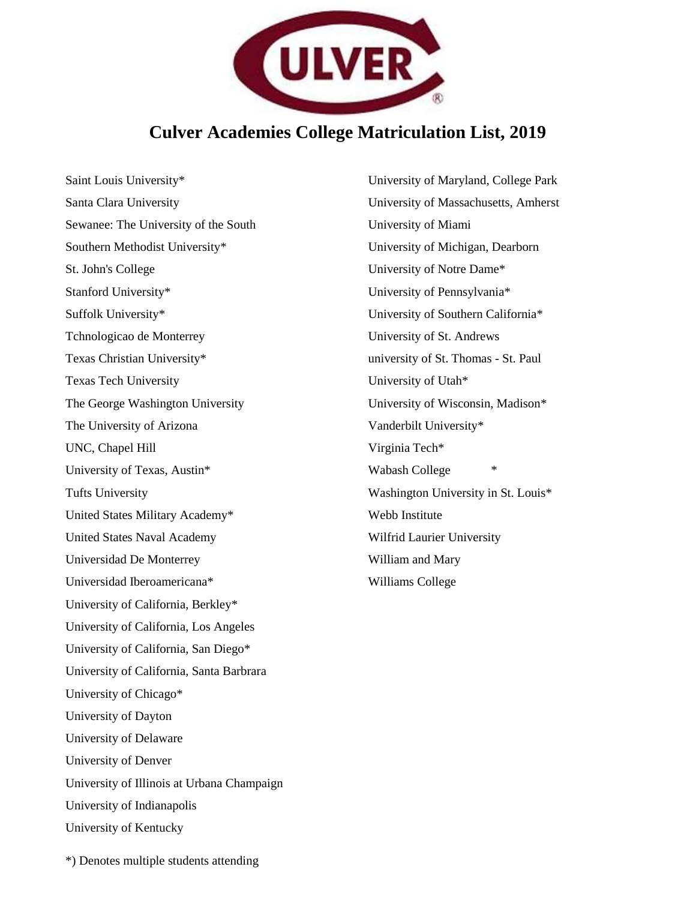# Culver Academies College Matriculation List, 2019

- Saint Louis University*
- Santa Clara University
- Sewanee: The University of the South
- Southern Methodist University*
- St. John's College
- Stanford University*
- Suffolk University*
- Tchnologicao de Monterrey
- Texas Christian University*
- Texas Tech University
- The George Washington University
- The University of Arizona
- UNC, Chapel Hill
- University of Texas, Austin*
- Tufts University
- United States Military Academy*
- United States Naval Academy
- Universidad De Monterrey
- Universidad Iberoamericana*
- University of California, Berkley*
- University of California, Los Angeles
- University of California, San Diego*
- University of California, Santa Barbrara
- University of Chicago*
- University of Dayton
- University of Delaware
- University of Denver
- University of Illinois at Urbana Champaign
- University of Indianapolis
- University of Kentucky
- University of Maryland, College Park
- University of Massachusetts, Amherst
- University of Miami
- University of Michigan, Dearborn
- University of Notre Dame*
- University of Pennsylvania*
- University of Southern California*
- University of St. Andrews
- university of St. Thomas - St. Paul
- University of Utah*
- University of Wisconsin, Madison*
- Vanderbilt University*
- Virginia Tech*
- Wabash College *
- Washington University in St. Louis*
- Webb Institute
- Wilfrid Laurier University
- William and Mary
- Williams College

*) Denotes multiple students attending